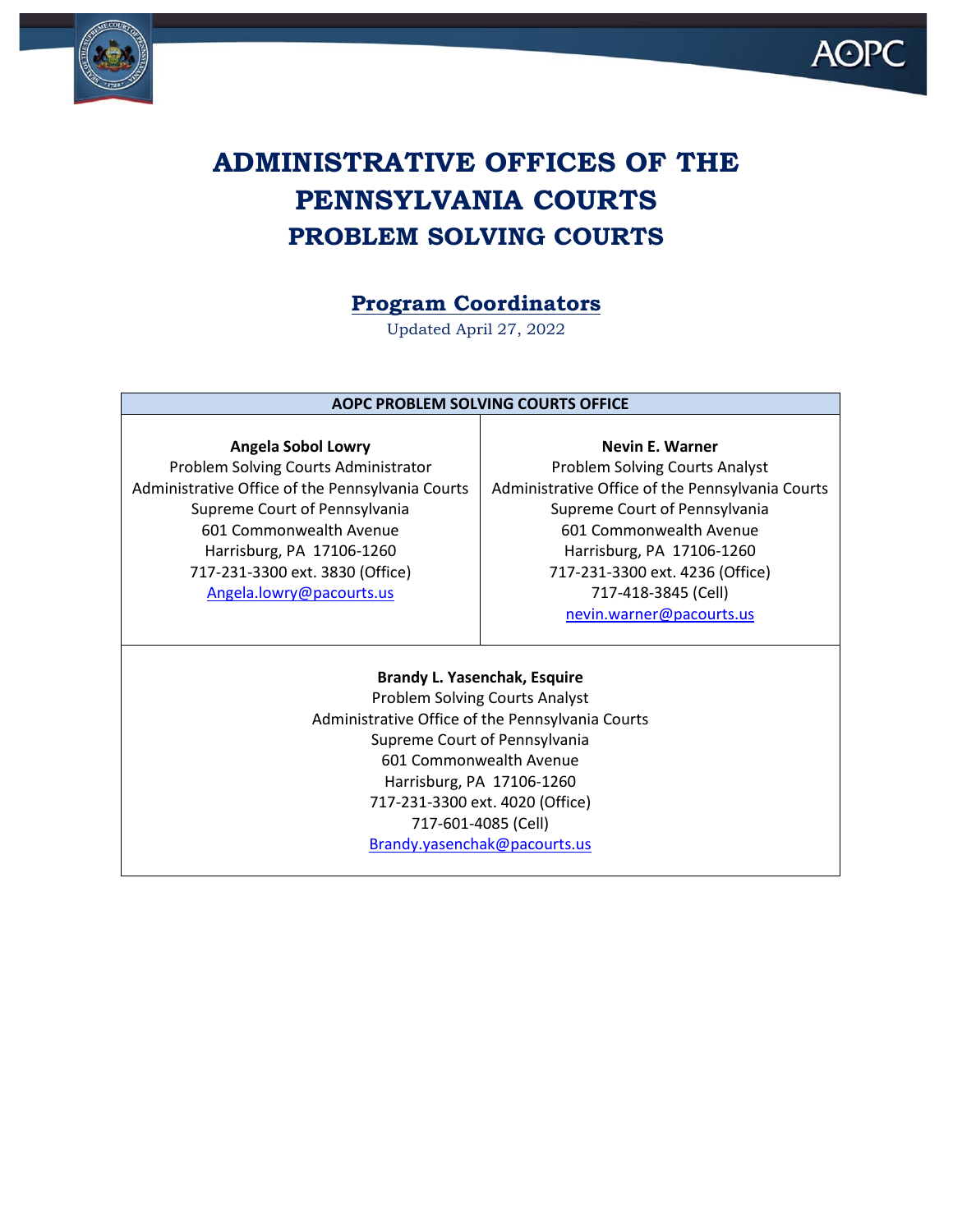# ADMINISTRATIVE OFFICES OF THE PENNSYLVANIA COURTS

## PROBLEM SOLVING COURTS

### Program Coordinators

Updated April 27, 2022

| AOPC PROBLEM SOLVING COURTS OFFICE | |
|---|---|
| **Angela Sobol Lowry**<br>Problem Solving Courts Administrator<br>Administrative Office of the Pennsylvania Courts<br>Supreme Court of Pennsylvania<br>601 Commonwealth Avenue<br>Harrisburg, PA 17106-1260<br>717-231-3300 ext. 3830 (Office)<br>Angela.lowry@pacourts.us | **Nevin E. Warner**<br>Problem Solving Courts Analyst<br>Administrative Office of the Pennsylvania Courts<br>Supreme Court of Pennsylvania<br>601 Commonwealth Avenue<br>Harrisburg, PA 17106-1260<br>717-231-3300 ext. 4236 (Office)<br>717-418-3845 (Cell)<br>nevin.warner@pacourts.us |
| **Brandy L. Yasenchak, Esquire**<br>Problem Solving Courts Analyst<br>Administrative Office of the Pennsylvania Courts<br>Supreme Court of Pennsylvania<br>601 Commonwealth Avenue<br>Harrisburg, PA 17106-1260<br>717-231-3300 ext. 4020 (Office)<br>717-601-4085 (Cell)<br>Brandy.yasenchak@pacourts.us | |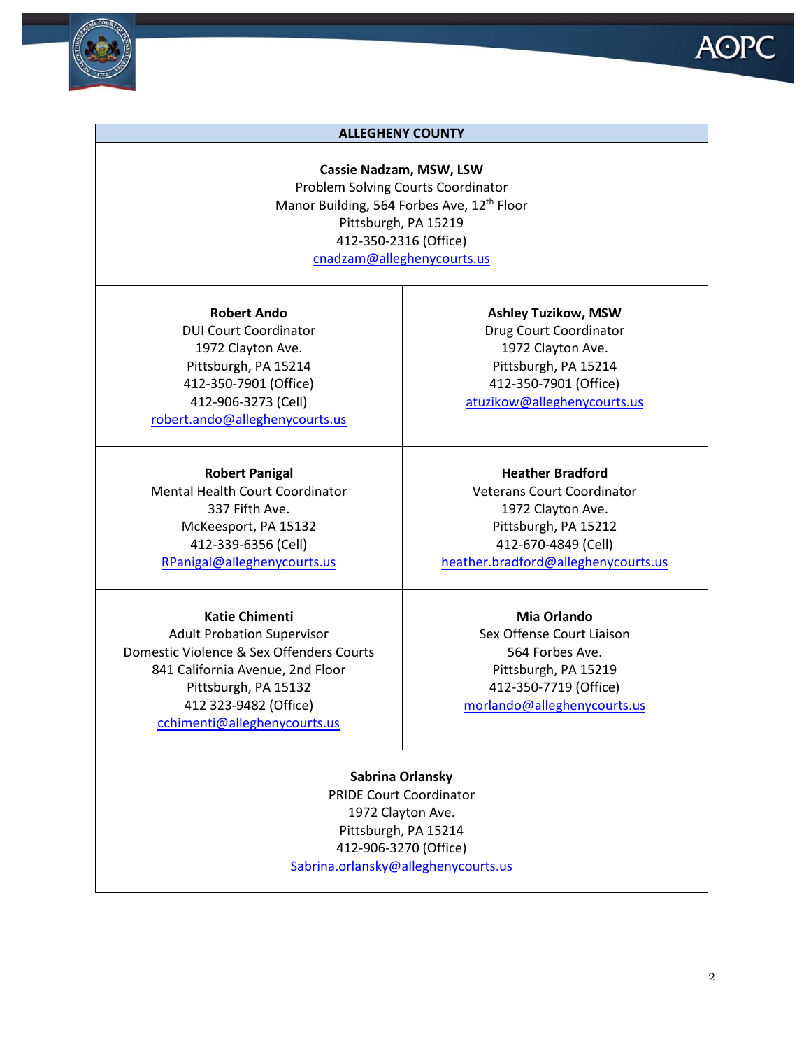## ALLEGHENY COUNTY

**Cassie Nadzam, MSW, LSW**
Problem Solving Courts Coordinator
Manor Building, 564 Forbes Ave, 12th Floor
Pittsburgh, PA 15219
412-350-2316 (Office)
cnadzam@alleghenycourts.us

**Robert Ando**
DUI Court Coordinator
1972 Clayton Ave.
Pittsburgh, PA 15214
412-350-7901 (Office)
412-906-3273 (Cell)
robert.ando@alleghenycourts.us

**Ashley Tuzikow, MSW**
Drug Court Coordinator
1972 Clayton Ave.
Pittsburgh, PA 15214
412-350-7901 (Office)
atuzikow@alleghenycourts.us

**Robert Panigal**
Mental Health Court Coordinator
337 Fifth Ave.
McKeesport, PA 15132
412-339-6356 (Cell)
RPanigal@alleghenycourts.us

**Heather Bradford**
Veterans Court Coordinator
1972 Clayton Ave.
Pittsburgh, PA 15212
412-670-4849 (Cell)
heather.bradford@alleghenycourts.us

**Katie Chimenti**
Adult Probation Supervisor
Domestic Violence & Sex Offenders Courts
841 California Avenue, 2nd Floor
Pittsburgh, PA 15132
412 323-9482 (Office)
cchimenti@alleghenycourts.us

**Mia Orlando**
Sex Offense Court Liaison
564 Forbes Ave.
Pittsburgh, PA 15219
412-350-7719 (Office)
morlando@alleghenycourts.us

**Sabrina Orlansky**
PRIDE Court Coordinator
1972 Clayton Ave.
Pittsburgh, PA 15214
412-906-3270 (Office)
Sabrina.orlansky@alleghenycourts.us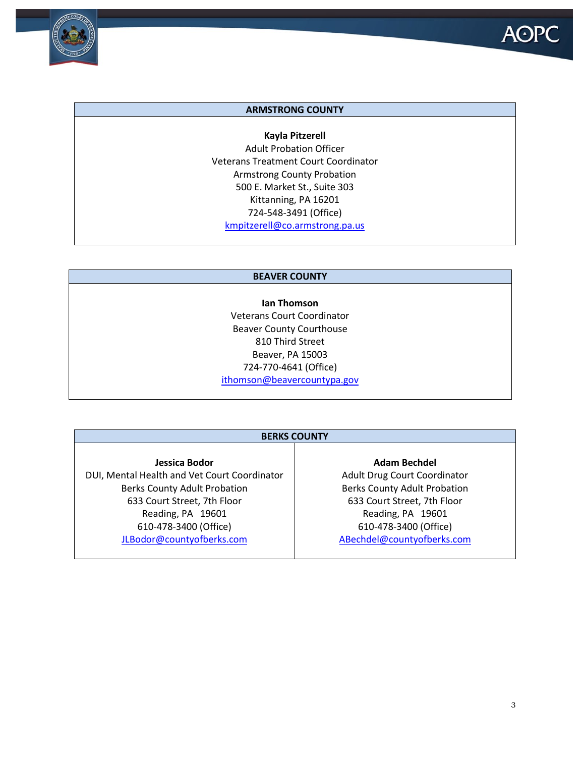| ARMSTRONG COUNTY |
|---|
| **Kayla Pitzerell**<br>Adult Probation Officer<br>Veterans Treatment Court Coordinator<br>Armstrong County Probation<br>500 E. Market St., Suite 303<br>Kittanning, PA 16201<br>724-548-3491 (Office)<br>kmpitzerell@co.armstrong.pa.us |

| BEAVER COUNTY |
|---|
| **Ian Thomson**<br>Veterans Court Coordinator<br>Beaver County Courthouse<br>810 Third Street<br>Beaver, PA 15003<br>724-770-4641 (Office)<br>ithomson@beavercountypa.gov |

| BERKS COUNTY | |
|---|---|
| **Jessica Bodor**<br>DUI, Mental Health and Vet Court Coordinator<br>Berks County Adult Probation<br>633 Court Street, 7th Floor<br>Reading, PA 19601<br>610-478-3400 (Office)<br>JLBodor@countyofberks.com | **Adam Bechdel**<br>Adult Drug Court Coordinator<br>Berks County Adult Probation<br>633 Court Street, 7th Floor<br>Reading, PA 19601<br>610-478-3400 (Office)<br>ABechdel@countyofberks.com |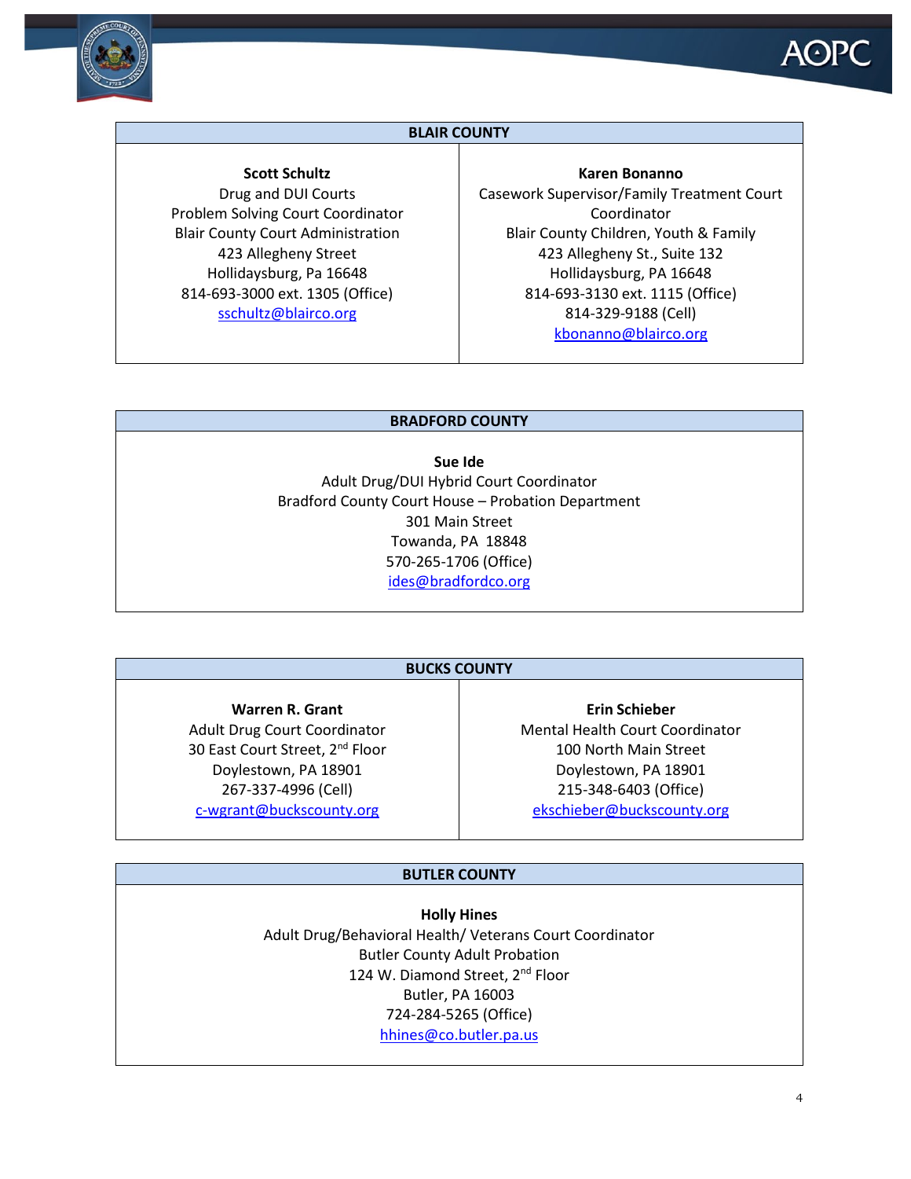## BLAIR COUNTY

| **Scott Schultz**<br>Drug and DUI Courts<br>Problem Solving Court Coordinator<br>Blair County Court Administration<br>423 Allegheny Street<br>Hollidaysburg, Pa 16648<br>814-693-3000 ext. 1305 (Office)<br>sschultz@blairco.org | **Karen Bonanno**<br>Casework Supervisor/Family Treatment Court Coordinator<br>Blair County Children, Youth & Family<br>423 Allegheny St., Suite 132<br>Hollidaysburg, PA 16648<br>814-693-3130 ext. 1115 (Office)<br>814-329-9188 (Cell)<br>kbonanno@blairco.org |
|---|---|

## BRADFORD COUNTY

**Sue Ide**
Adult Drug/DUI Hybrid Court Coordinator
Bradford County Court House – Probation Department
301 Main Street
Towanda, PA 18848
570-265-1706 (Office)
ides@bradfordco.org

## BUCKS COUNTY

| **Warren R. Grant**<br>Adult Drug Court Coordinator<br>30 East Court Street, 2nd Floor<br>Doylestown, PA 18901<br>267-337-4996 (Cell)<br>c-wgrant@buckscounty.org | **Erin Schieber**<br>Mental Health Court Coordinator<br>100 North Main Street<br>Doylestown, PA 18901<br>215-348-6403 (Office)<br>ekschieber@buckscounty.org |
|---|---|

## BUTLER COUNTY

**Holly Hines**
Adult Drug/Behavioral Health/ Veterans Court Coordinator
Butler County Adult Probation
124 W. Diamond Street, 2nd Floor
Butler, PA 16003
724-284-5265 (Office)
hhines@co.butler.pa.us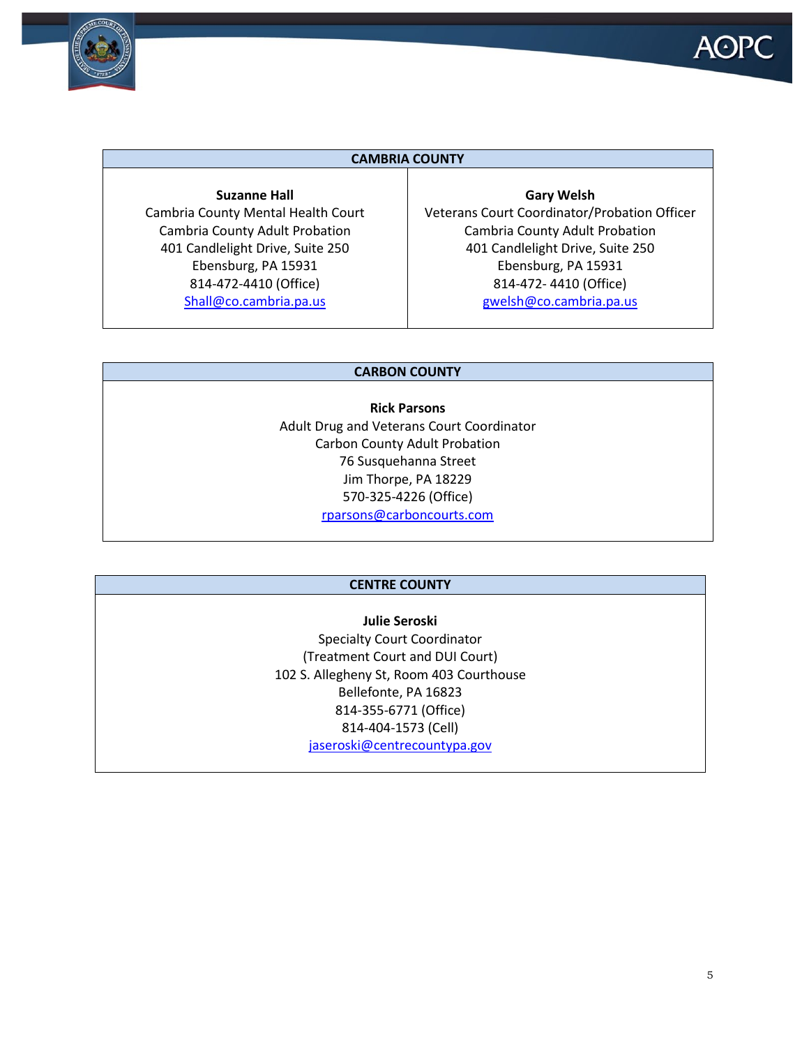| CAMBRIA COUNTY | |
|---|---|
| **Suzanne Hall**<br>Cambria County Mental Health Court<br>Cambria County Adult Probation<br>401 Candlelight Drive, Suite 250<br>Ebensburg, PA 15931<br>814-472-4410 (Office)<br>Shall@co.cambria.pa.us | **Gary Welsh**<br>Veterans Court Coordinator/Probation Officer<br>Cambria County Adult Probation<br>401 Candlelight Drive, Suite 250<br>Ebensburg, PA 15931<br>814-472- 4410 (Office)<br>gwelsh@co.cambria.pa.us |

| CARBON COUNTY |
|---|
| **Rick Parsons**<br>Adult Drug and Veterans Court Coordinator<br>Carbon County Adult Probation<br>76 Susquehanna Street<br>Jim Thorpe, PA 18229<br>570-325-4226 (Office)<br>rparsons@carboncourts.com |

| CENTRE COUNTY |
|---|
| **Julie Seroski**<br>Specialty Court Coordinator<br>(Treatment Court and DUI Court)<br>102 S. Allegheny St, Room 403 Courthouse<br>Bellefonte, PA 16823<br>814-355-6771 (Office)<br>814-404-1573 (Cell)<br>jaseroski@centrecountypa.gov |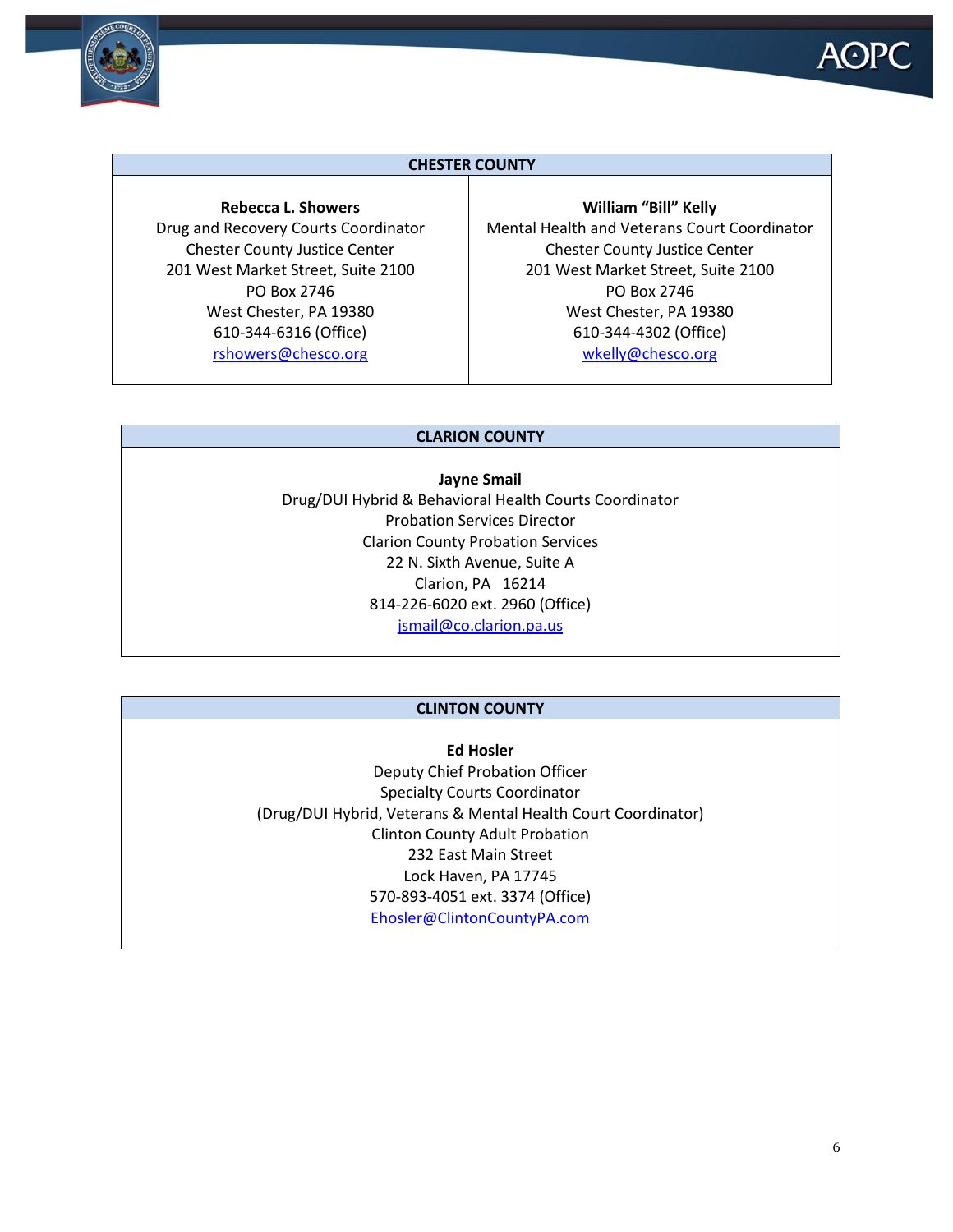| CHESTER COUNTY | |
|---|---|
| **Rebecca L. Showers**<br>Drug and Recovery Courts Coordinator<br>Chester County Justice Center<br>201 West Market Street, Suite 2100<br>PO Box 2746<br>West Chester, PA 19380<br>610-344-6316 (Office)<br>rshowers@chesco.org | **William "Bill" Kelly**<br>Mental Health and Veterans Court Coordinator<br>Chester County Justice Center<br>201 West Market Street, Suite 2100<br>PO Box 2746<br>West Chester, PA 19380<br>610-344-4302 (Office)<br>wkelly@chesco.org |

| CLARION COUNTY |
|---|
| **Jayne Smail**<br>Drug/DUI Hybrid & Behavioral Health Courts Coordinator<br>Probation Services Director<br>Clarion County Probation Services<br>22 N. Sixth Avenue, Suite A<br>Clarion, PA 16214<br>814-226-6020 ext. 2960 (Office)<br>jsmail@co.clarion.pa.us |

| CLINTON COUNTY |
|---|
| **Ed Hosler**<br>Deputy Chief Probation Officer<br>Specialty Courts Coordinator<br>(Drug/DUI Hybrid, Veterans & Mental Health Court Coordinator)<br>Clinton County Adult Probation<br>232 East Main Street<br>Lock Haven, PA 17745<br>570-893-4051 ext. 3374 (Office)<br>Ehosler@ClintonCountyPA.com |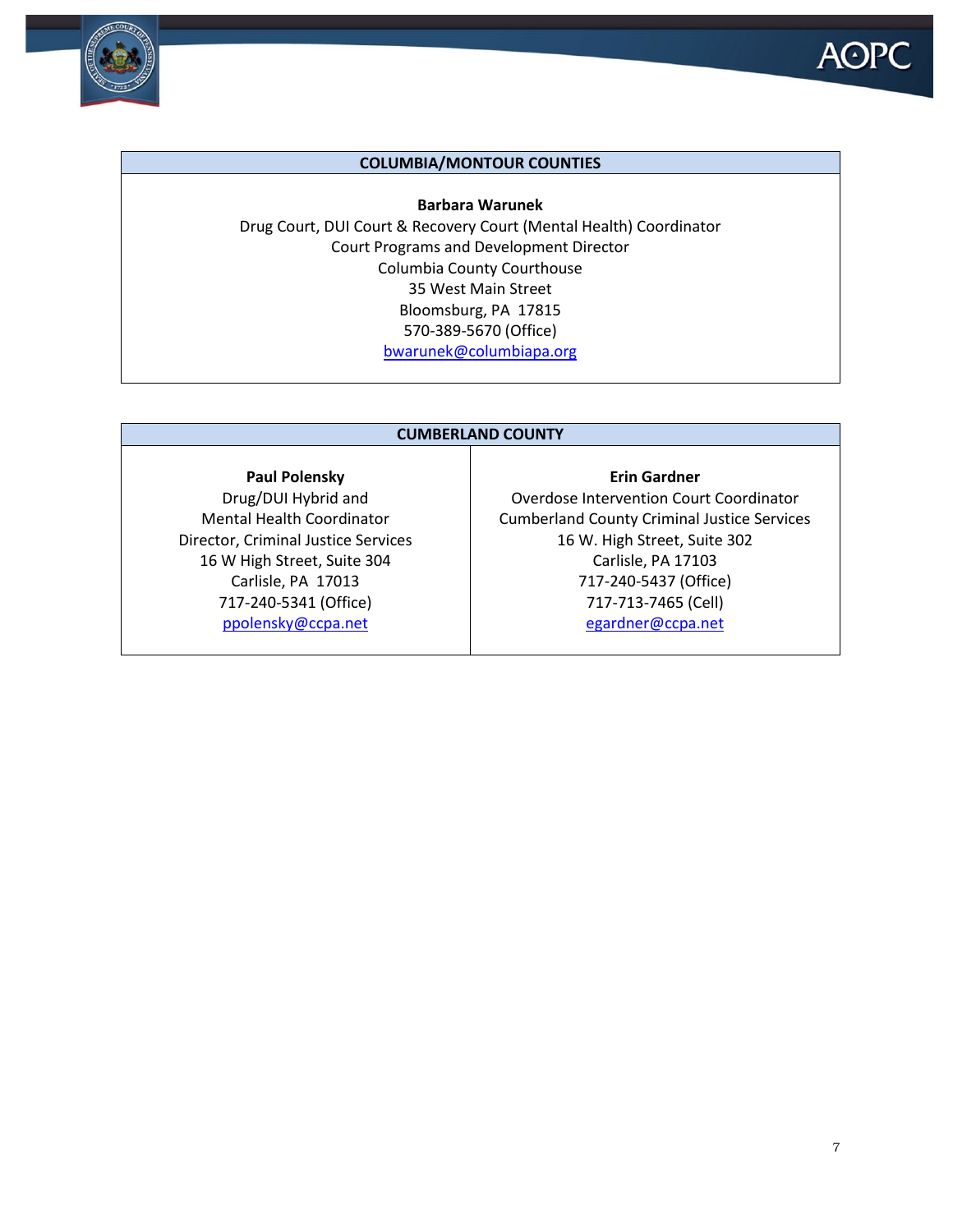| COLUMBIA/MONTOUR COUNTIES |
|---|
| **Barbara Warunek**<br>Drug Court, DUI Court & Recovery Court (Mental Health) Coordinator<br>Court Programs and Development Director<br>Columbia County Courthouse<br>35 West Main Street<br>Bloomsburg, PA 17815<br>570-389-5670 (Office)<br>bwarunek@columbiapa.org |

| CUMBERLAND COUNTY | |
|---|---|
| **Paul Polensky**<br>Drug/DUI Hybrid and<br>Mental Health Coordinator<br>Director, Criminal Justice Services<br>16 W High Street, Suite 304<br>Carlisle, PA 17013<br>717-240-5341 (Office)<br>ppolensky@ccpa.net | **Erin Gardner**<br>Overdose Intervention Court Coordinator<br>Cumberland County Criminal Justice Services<br>16 W. High Street, Suite 302<br>Carlisle, PA 17103<br>717-240-5437 (Office)<br>717-713-7465 (Cell)<br>egardner@ccpa.net |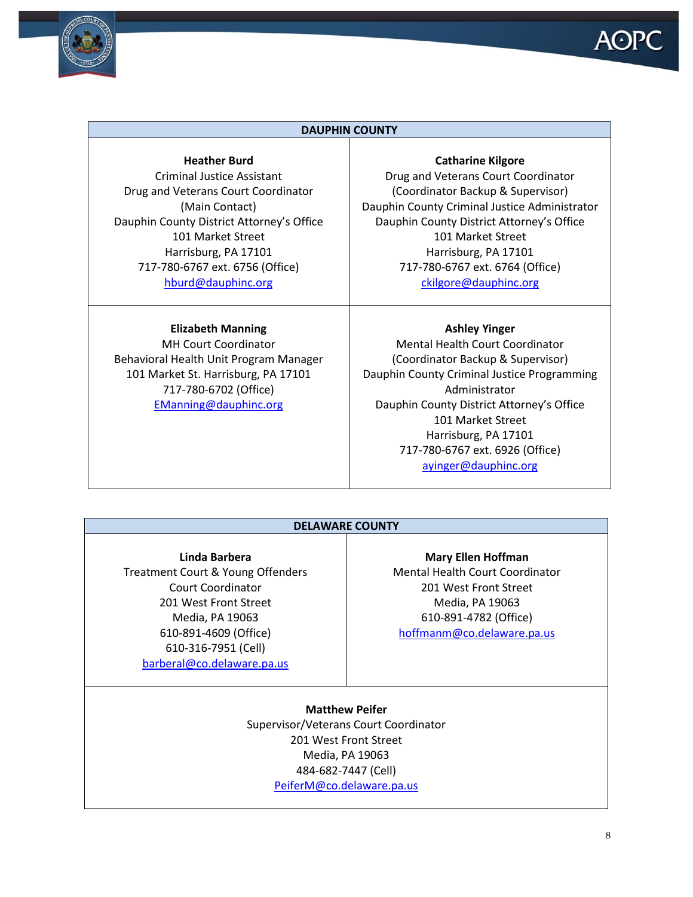## DAUPHIN COUNTY

| | |
|---|---|
| **Heather Burd**<br>Criminal Justice Assistant<br>Drug and Veterans Court Coordinator<br>(Main Contact)<br>Dauphin County District Attorney's Office<br>101 Market Street<br>Harrisburg, PA 17101<br>717-780-6767 ext. 6756 (Office)<br>hburd@dauphinc.org | **Catharine Kilgore**<br>Drug and Veterans Court Coordinator<br>(Coordinator Backup & Supervisor)<br>Dauphin County Criminal Justice Administrator<br>Dauphin County District Attorney's Office<br>101 Market Street<br>Harrisburg, PA 17101<br>717-780-6767 ext. 6764 (Office)<br>ckilgore@dauphinc.org |
| **Elizabeth Manning**<br>MH Court Coordinator<br>Behavioral Health Unit Program Manager<br>101 Market St. Harrisburg, PA 17101<br>717-780-6702 (Office)<br>EManning@dauphinc.org | **Ashley Yinger**<br>Mental Health Court Coordinator<br>(Coordinator Backup & Supervisor)<br>Dauphin County Criminal Justice Programming Administrator<br>Dauphin County District Attorney's Office<br>101 Market Street<br>Harrisburg, PA 17101<br>717-780-6767 ext. 6926 (Office)<br>ayinger@dauphinc.org |

## DELAWARE COUNTY

| | |
|---|---|
| **Linda Barbera**<br>Treatment Court & Young Offenders Court Coordinator<br>201 West Front Street<br>Media, PA 19063<br>610-891-4609 (Office)<br>610-316-7951 (Cell)<br>barberal@co.delaware.pa.us | **Mary Ellen Hoffman**<br>Mental Health Court Coordinator<br>201 West Front Street<br>Media, PA 19063<br>610-891-4782 (Office)<br>hoffmanm@co.delaware.pa.us |
| **Matthew Peifer**<br>Supervisor/Veterans Court Coordinator<br>201 West Front Street<br>Media, PA 19063<br>484-682-7447 (Cell)<br>PeiferM@co.delaware.pa.us | |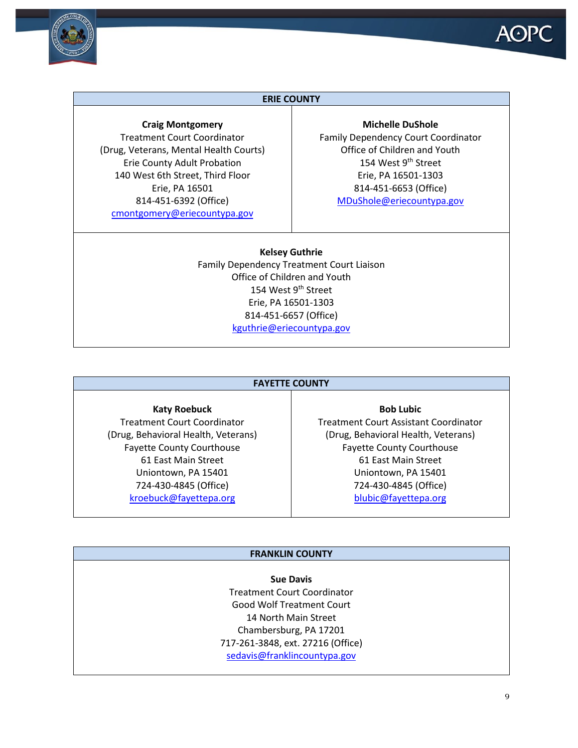## ERIE COUNTY

**Craig Montgomery**
Treatment Court Coordinator
(Drug, Veterans, Mental Health Courts)
Erie County Adult Probation
140 West 6th Street, Third Floor
Erie, PA 16501
814-451-6392 (Office)
cmontgomery@eriecountypa.gov

**Michelle DuShole**
Family Dependency Court Coordinator
Office of Children and Youth
154 West 9th Street
Erie, PA 16501-1303
814-451-6653 (Office)
MDuShole@eriecountypa.gov

**Kelsey Guthrie**
Family Dependency Treatment Court Liaison
Office of Children and Youth
154 West 9th Street
Erie, PA 16501-1303
814-451-6657 (Office)
kguthrie@eriecountypa.gov

## FAYETTE COUNTY

**Katy Roebuck**
Treatment Court Coordinator
(Drug, Behavioral Health, Veterans)
Fayette County Courthouse
61 East Main Street
Uniontown, PA 15401
724-430-4845 (Office)
kroebuck@fayettepa.org

**Bob Lubic**
Treatment Court Assistant Coordinator
(Drug, Behavioral Health, Veterans)
Fayette County Courthouse
61 East Main Street
Uniontown, PA 15401
724-430-4845 (Office)
blubic@fayettepa.org

## FRANKLIN COUNTY

**Sue Davis**
Treatment Court Coordinator
Good Wolf Treatment Court
14 North Main Street
Chambersburg, PA 17201
717-261-3848, ext. 27216 (Office)
sedavis@franklincountypa.gov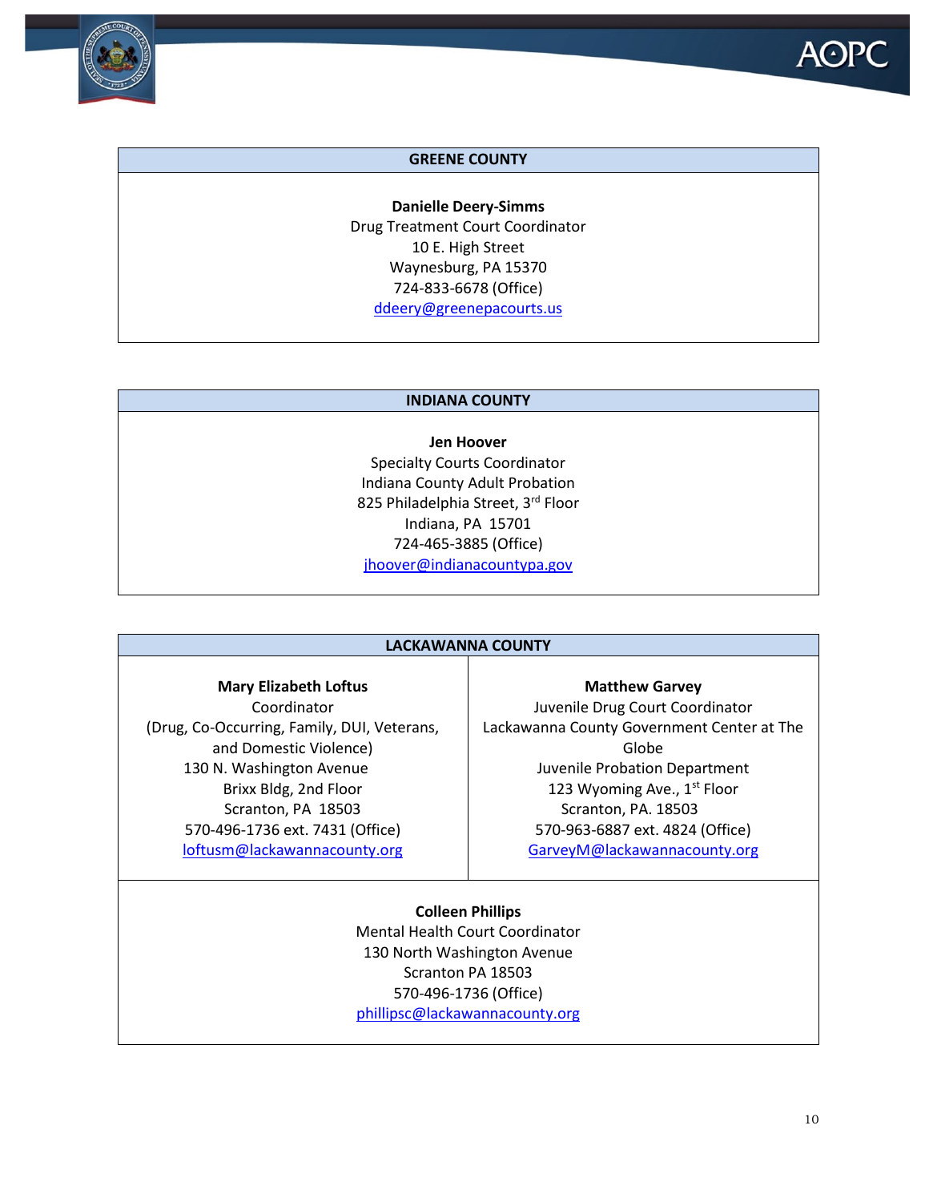## GREENE COUNTY

**Danielle Deery-Simms**
Drug Treatment Court Coordinator
10 E. High Street
Waynesburg, PA 15370
724-833-6678 (Office)
ddeery@greenepacourts.us

## INDIANA COUNTY

**Jen Hoover**
Specialty Courts Coordinator
Indiana County Adult Probation
825 Philadelphia Street, 3rd Floor
Indiana, PA 15701
724-465-3885 (Office)
jhoover@indianacountypa.gov

## LACKAWANNA COUNTY

**Mary Elizabeth Loftus**
Coordinator
(Drug, Co-Occurring, Family, DUI, Veterans, and Domestic Violence)
130 N. Washington Avenue
Brixx Bldg, 2nd Floor
Scranton, PA 18503
570-496-1736 ext. 7431 (Office)
loftusm@lackawannacounty.org

**Matthew Garvey**
Juvenile Drug Court Coordinator
Lackawanna County Government Center at The Globe
Juvenile Probation Department
123 Wyoming Ave., 1st Floor
Scranton, PA. 18503
570-963-6887 ext. 4824 (Office)
GarveyM@lackawannacounty.org

**Colleen Phillips**
Mental Health Court Coordinator
130 North Washington Avenue
Scranton PA 18503
570-496-1736 (Office)
phillipsc@lackawannacounty.org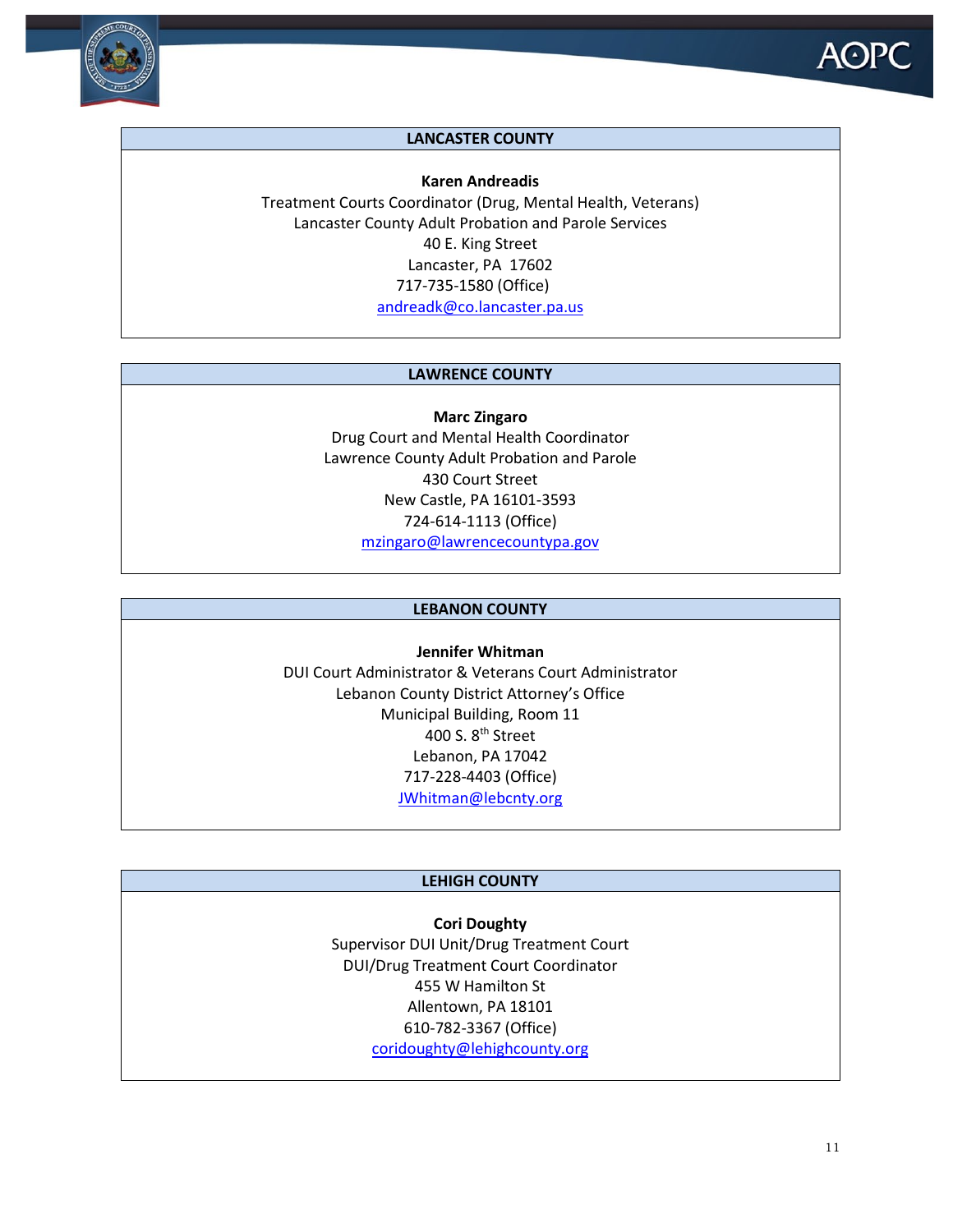## LANCASTER COUNTY

**Karen Andreadis**
Treatment Courts Coordinator (Drug, Mental Health, Veterans)
Lancaster County Adult Probation and Parole Services
40 E. King Street
Lancaster, PA 17602
717-735-1580 (Office)
andreadk@co.lancaster.pa.us

## LAWRENCE COUNTY

**Marc Zingaro**
Drug Court and Mental Health Coordinator
Lawrence County Adult Probation and Parole
430 Court Street
New Castle, PA 16101-3593
724-614-1113 (Office)
mzingaro@lawrencecountypa.gov

## LEBANON COUNTY

**Jennifer Whitman**
DUI Court Administrator & Veterans Court Administrator
Lebanon County District Attorney's Office
Municipal Building, Room 11
400 S. 8th Street
Lebanon, PA 17042
717-228-4403 (Office)
JWhitman@lebcnty.org

## LEHIGH COUNTY

**Cori Doughty**
Supervisor DUI Unit/Drug Treatment Court
DUI/Drug Treatment Court Coordinator
455 W Hamilton St
Allentown, PA 18101
610-782-3367 (Office)
coridoughty@lehighcounty.org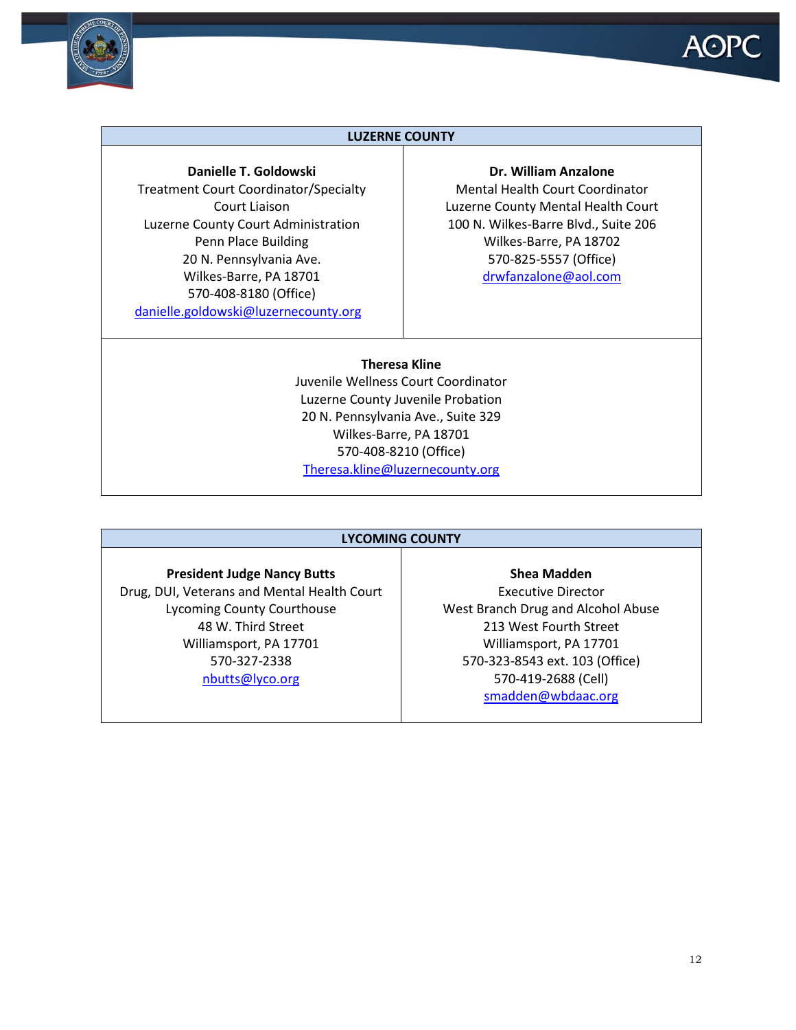| LUZERNE COUNTY | |
|---|---|
| **Danielle T. Goldowski**<br>Treatment Court Coordinator/Specialty Court Liaison<br>Luzerne County Court Administration<br>Penn Place Building<br>20 N. Pennsylvania Ave.<br>Wilkes-Barre, PA 18701<br>570-408-8180 (Office)<br>danielle.goldowski@luzernecounty.org | **Dr. William Anzalone**<br>Mental Health Court Coordinator<br>Luzerne County Mental Health Court<br>100 N. Wilkes-Barre Blvd., Suite 206<br>Wilkes-Barre, PA 18702<br>570-825-5557 (Office)<br>drwfanzalone@aol.com |
| **Theresa Kline**<br>Juvenile Wellness Court Coordinator<br>Luzerne County Juvenile Probation<br>20 N. Pennsylvania Ave., Suite 329<br>Wilkes-Barre, PA 18701<br>570-408-8210 (Office)<br>Theresa.kline@luzernecounty.org | |

| LYCOMING COUNTY | |
|---|---|
| **President Judge Nancy Butts**<br>Drug, DUI, Veterans and Mental Health Court<br>Lycoming County Courthouse<br>48 W. Third Street<br>Williamsport, PA 17701<br>570-327-2338<br>nbutts@lyco.org | **Shea Madden**<br>Executive Director<br>West Branch Drug and Alcohol Abuse<br>213 West Fourth Street<br>Williamsport, PA 17701<br>570-323-8543 ext. 103 (Office)<br>570-419-2688 (Cell)<br>smadden@wbdaac.org |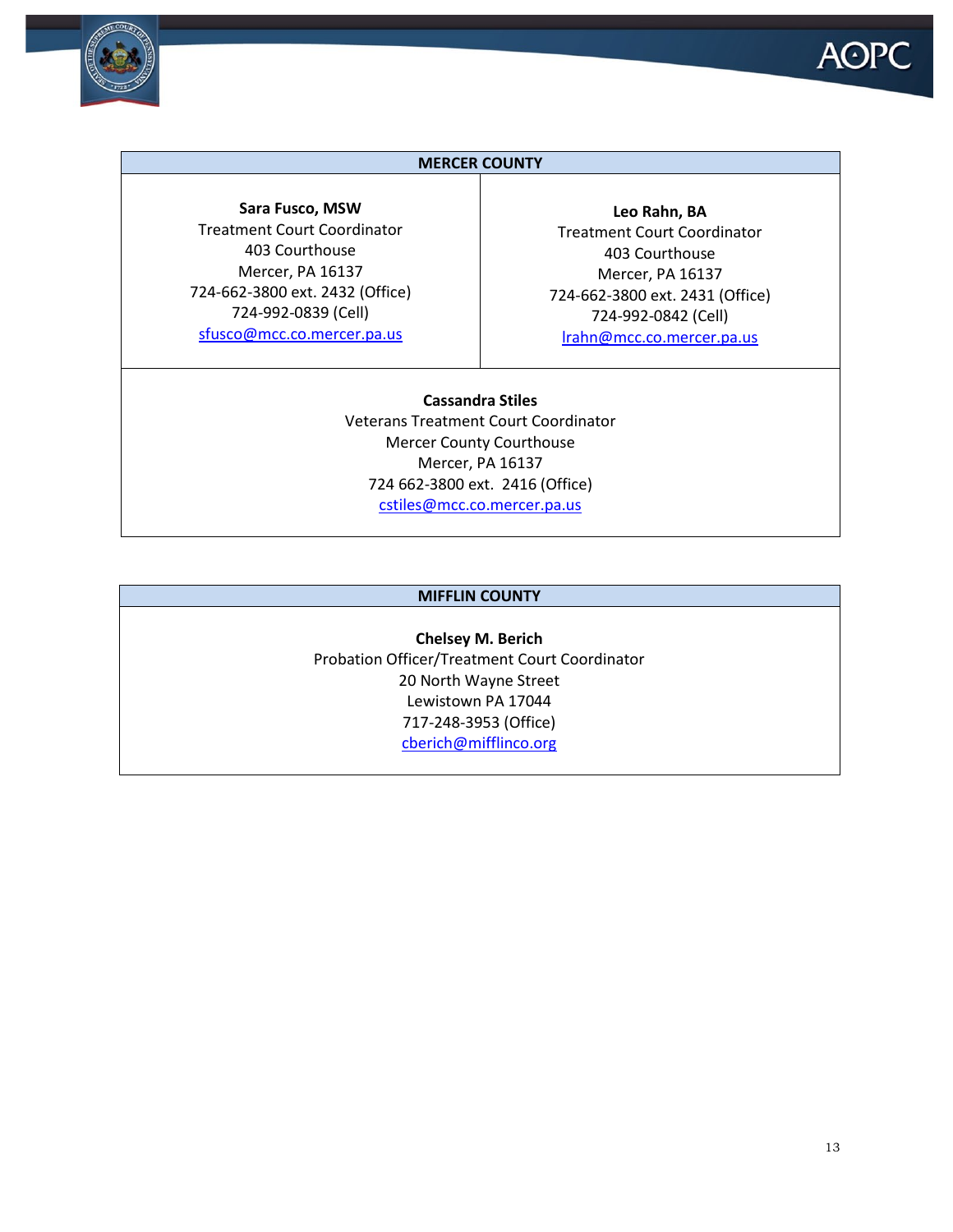## MERCER COUNTY

| **Sara Fusco, MSW**<br>Treatment Court Coordinator<br>403 Courthouse<br>Mercer, PA 16137<br>724-662-3800 ext. 2432 (Office)<br>724-992-0839 (Cell)<br>sfusco@mcc.co.mercer.pa.us | **Leo Rahn, BA**<br>Treatment Court Coordinator<br>403 Courthouse<br>Mercer, PA 16137<br>724-662-3800 ext. 2431 (Office)<br>724-992-0842 (Cell)<br>lrahn@mcc.co.mercer.pa.us |
|---|---|

**Cassandra Stiles**
Veterans Treatment Court Coordinator
Mercer County Courthouse
Mercer, PA 16137
724 662-3800 ext. 2416 (Office)
cstiles@mcc.co.mercer.pa.us

## MIFFLIN COUNTY

**Chelsey M. Berich**
Probation Officer/Treatment Court Coordinator
20 North Wayne Street
Lewistown PA 17044
717-248-3953 (Office)
cberich@mifflinco.org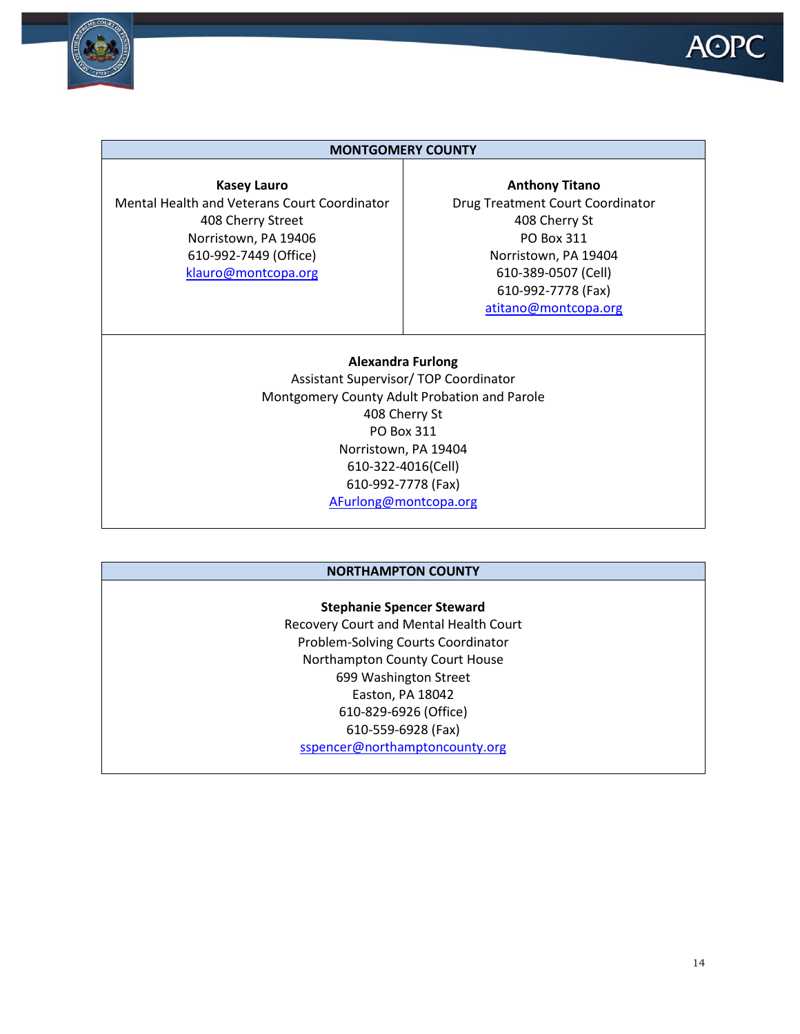| MONTGOMERY COUNTY | |
|---|---|
| **Kasey Lauro**<br>Mental Health and Veterans Court Coordinator<br>408 Cherry Street<br>Norristown, PA 19406<br>610-992-7449 (Office)<br>klauro@montcopa.org | **Anthony Titano**<br>Drug Treatment Court Coordinator<br>408 Cherry St<br>PO Box 311<br>Norristown, PA 19404<br>610-389-0507 (Cell)<br>610-992-7778 (Fax)<br>atitano@montcopa.org |
| **Alexandra Furlong**<br>Assistant Supervisor/ TOP Coordinator<br>Montgomery County Adult Probation and Parole<br>408 Cherry St<br>PO Box 311<br>Norristown, PA 19404<br>610-322-4016(Cell)<br>610-992-7778 (Fax)<br>AFurlong@montcopa.org | |

| NORTHAMPTON COUNTY |
|---|
| **Stephanie Spencer Steward**<br>Recovery Court and Mental Health Court<br>Problem-Solving Courts Coordinator<br>Northampton County Court House<br>699 Washington Street<br>Easton, PA 18042<br>610-829-6926 (Office)<br>610-559-6928 (Fax)<br>sspencer@northamptoncounty.org |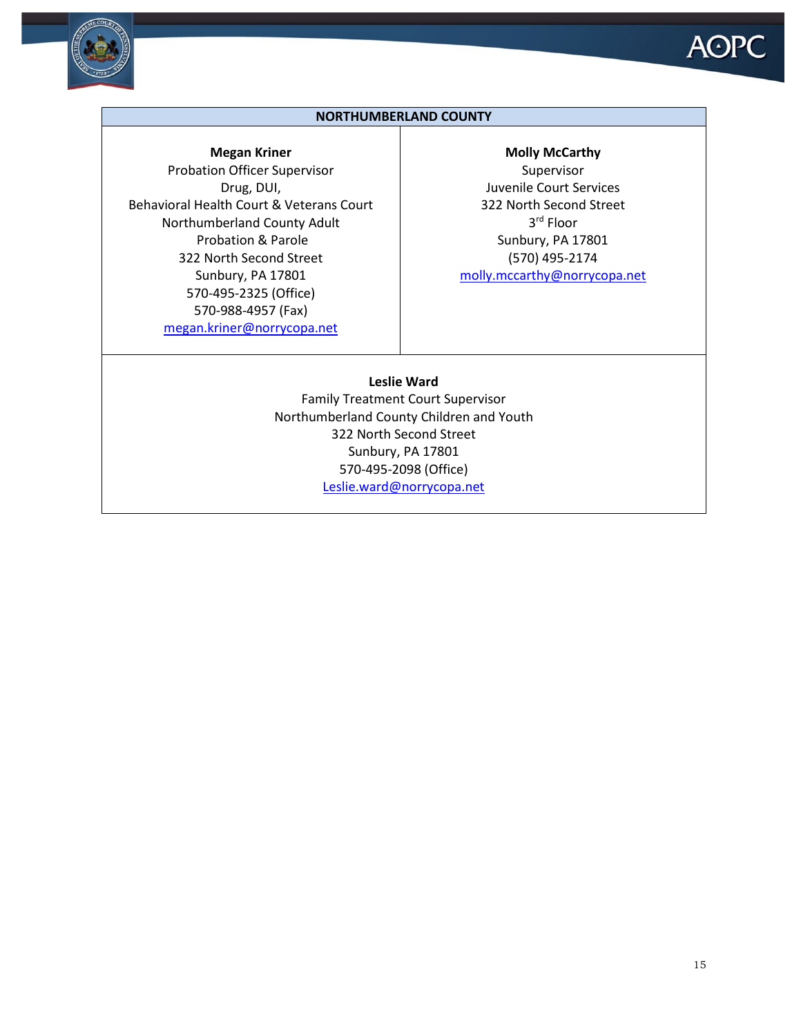| NORTHUMBERLAND COUNTY | |
|---|---|
| **Megan Kriner**<br>Probation Officer Supervisor<br>Drug, DUI,<br>Behavioral Health Court & Veterans Court<br>Northumberland County Adult<br>Probation & Parole<br>322 North Second Street<br>Sunbury, PA 17801<br>570-495-2325 (Office)<br>570-988-4957 (Fax)<br>megan.kriner@norrycopa.net | **Molly McCarthy**<br>Supervisor<br>Juvenile Court Services<br>322 North Second Street<br>3rd Floor<br>Sunbury, PA 17801<br>(570) 495-2174<br>molly.mccarthy@norrycopa.net |
| **Leslie Ward**<br>Family Treatment Court Supervisor<br>Northumberland County Children and Youth<br>322 North Second Street<br>Sunbury, PA 17801<br>570-495-2098 (Office)<br>Leslie.ward@norrycopa.net | |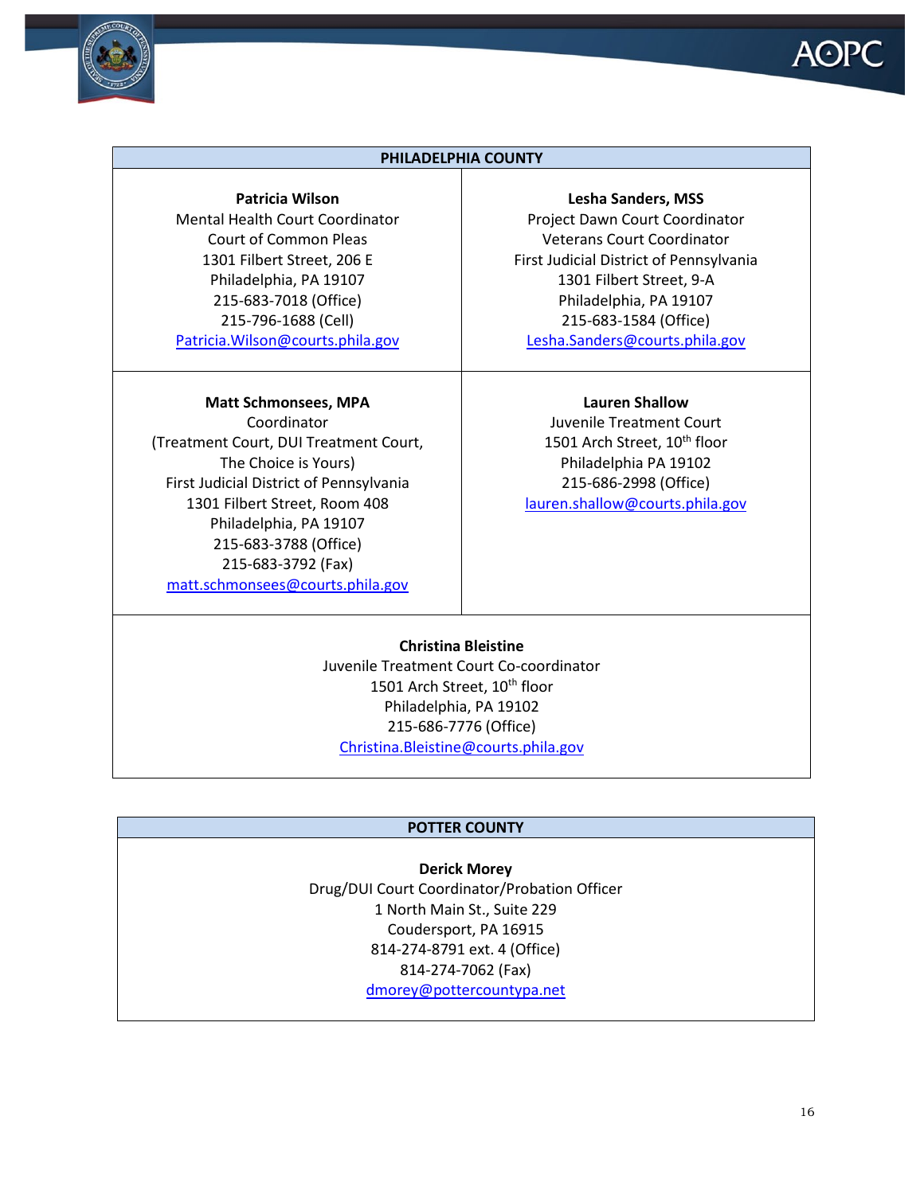## PHILADELPHIA COUNTY

**Patricia Wilson**
Mental Health Court Coordinator
Court of Common Pleas
1301 Filbert Street, 206 E
Philadelphia, PA 19107
215-683-7018 (Office)
215-796-1688 (Cell)
Patricia.Wilson@courts.phila.gov

**Lesha Sanders, MSS**
Project Dawn Court Coordinator
Veterans Court Coordinator
First Judicial District of Pennsylvania
1301 Filbert Street, 9-A
Philadelphia, PA 19107
215-683-1584 (Office)
Lesha.Sanders@courts.phila.gov

**Matt Schmonsees, MPA**
Coordinator
(Treatment Court, DUI Treatment Court, The Choice is Yours)
First Judicial District of Pennsylvania
1301 Filbert Street, Room 408
Philadelphia, PA 19107
215-683-3788 (Office)
215-683-3792 (Fax)
matt.schmonsees@courts.phila.gov

**Lauren Shallow**
Juvenile Treatment Court
1501 Arch Street, 10th floor
Philadelphia PA 19102
215-686-2998 (Office)
lauren.shallow@courts.phila.gov

**Christina Bleistine**
Juvenile Treatment Court Co-coordinator
1501 Arch Street, 10th floor
Philadelphia, PA 19102
215-686-7776 (Office)
Christina.Bleistine@courts.phila.gov

## POTTER COUNTY

**Derick Morey**
Drug/DUI Court Coordinator/Probation Officer
1 North Main St., Suite 229
Coudersport, PA 16915
814-274-8791 ext. 4 (Office)
814-274-7062 (Fax)
dmorey@pottercountypa.net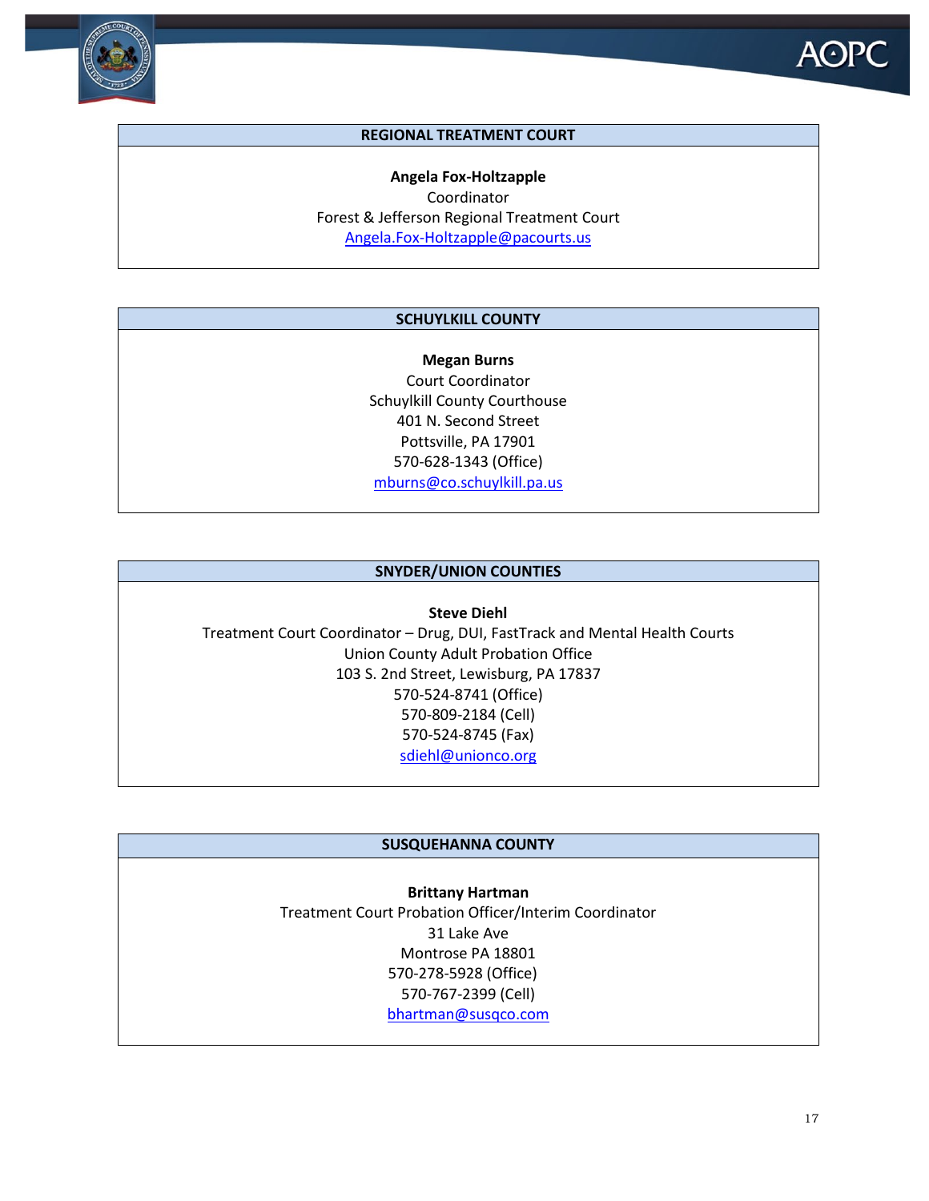## REGIONAL TREATMENT COURT

**Angela Fox-Holtzapple**
Coordinator
Forest & Jefferson Regional Treatment Court
Angela.Fox-Holtzapple@pacourts.us

## SCHUYLKILL COUNTY

**Megan Burns**
Court Coordinator
Schuylkill County Courthouse
401 N. Second Street
Pottsville, PA 17901
570-628-1343 (Office)
mburns@co.schuylkill.pa.us

## SNYDER/UNION COUNTIES

**Steve Diehl**
Treatment Court Coordinator – Drug, DUI, FastTrack and Mental Health Courts
Union County Adult Probation Office
103 S. 2nd Street, Lewisburg, PA 17837
570-524-8741 (Office)
570-809-2184 (Cell)
570-524-8745 (Fax)
sdiehl@unionco.org

## SUSQUEHANNA COUNTY

**Brittany Hartman**
Treatment Court Probation Officer/Interim Coordinator
31 Lake Ave
Montrose PA 18801
570-278-5928 (Office)
570-767-2399 (Cell)
bhartman@susqco.com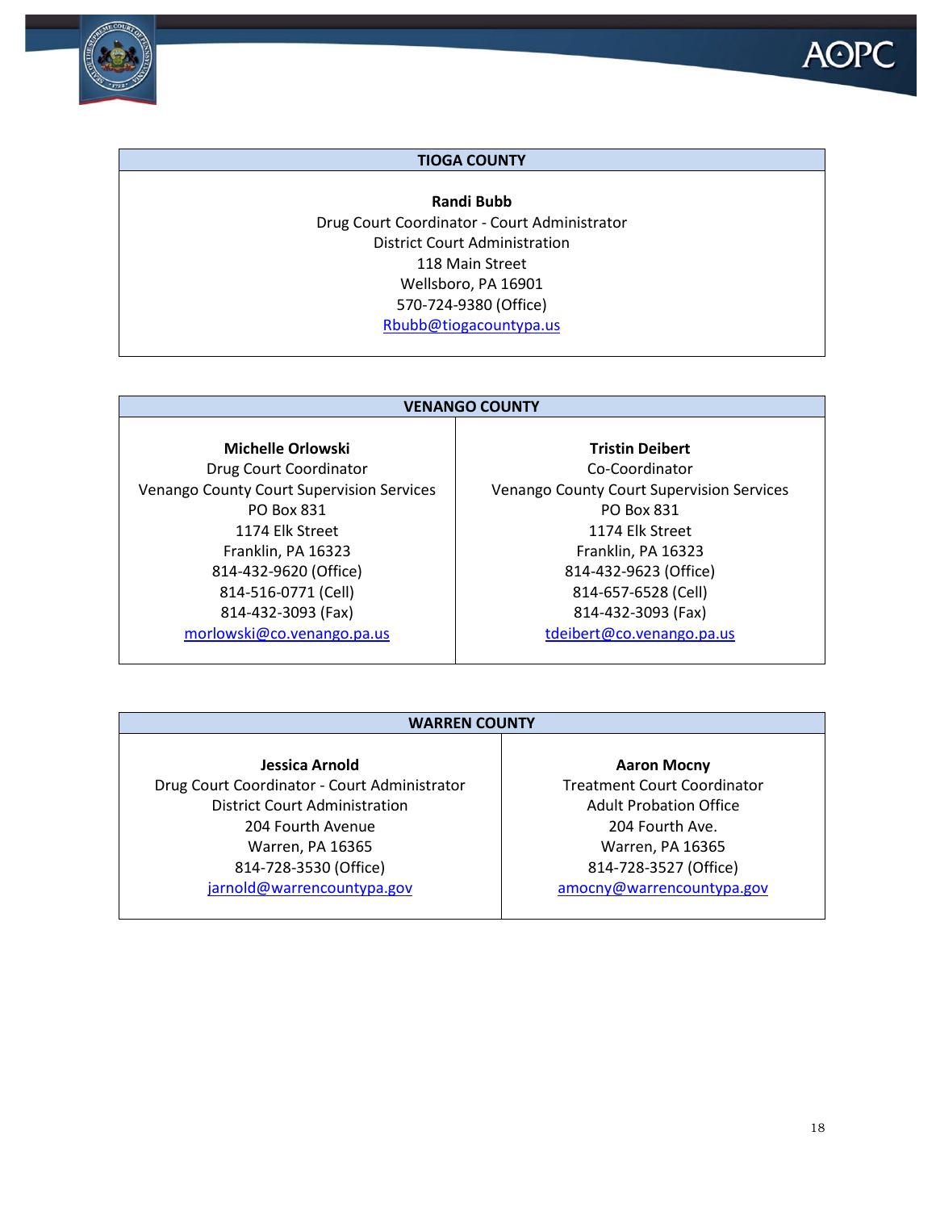| TIOGA COUNTY |
| --- |
| **Randi Bubb**<br>Drug Court Coordinator - Court Administrator<br>District Court Administration<br>118 Main Street<br>Wellsboro, PA 16901<br>570-724-9380 (Office)<br>Rbubb@tiogacountypa.us |

| VENANGO COUNTY | |
| --- | --- |
| **Michelle Orlowski**<br>Drug Court Coordinator<br>Venango County Court Supervision Services<br>PO Box 831<br>1174 Elk Street<br>Franklin, PA 16323<br>814-432-9620 (Office)<br>814-516-0771 (Cell)<br>814-432-3093 (Fax)<br>morlowski@co.venango.pa.us | **Tristin Deibert**<br>Co-Coordinator<br>Venango County Court Supervision Services<br>PO Box 831<br>1174 Elk Street<br>Franklin, PA 16323<br>814-432-9623 (Office)<br>814-657-6528 (Cell)<br>814-432-3093 (Fax)<br>tdeibert@co.venango.pa.us |

| WARREN COUNTY | |
| --- | --- |
| **Jessica Arnold**<br>Drug Court Coordinator - Court Administrator<br>District Court Administration<br>204 Fourth Avenue<br>Warren, PA 16365<br>814-728-3530 (Office)<br>jarnold@warrencountypa.gov | **Aaron Mocny**<br>Treatment Court Coordinator<br>Adult Probation Office<br>204 Fourth Ave.<br>Warren, PA 16365<br>814-728-3527 (Office)<br>amocny@warrencountypa.gov |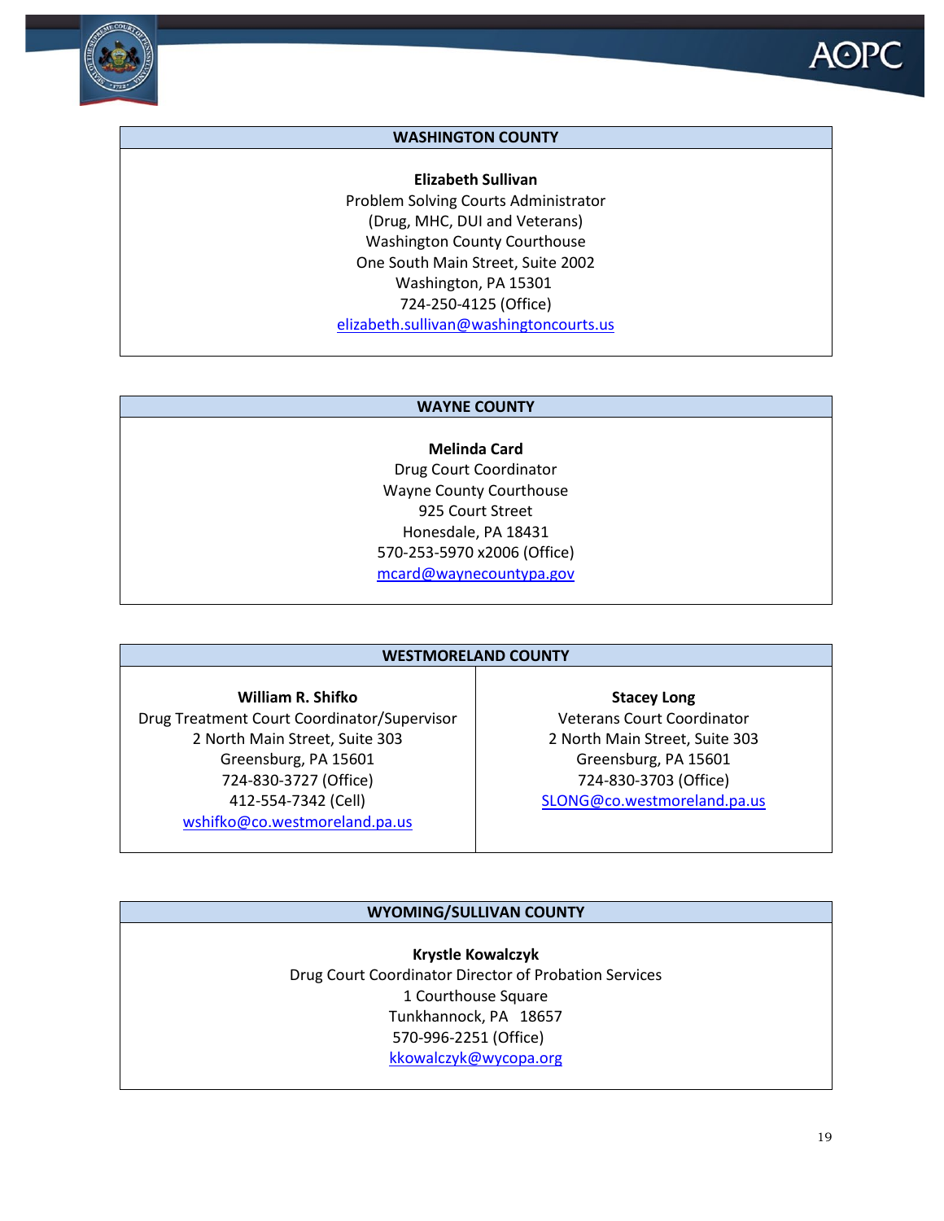## WASHINGTON COUNTY

**Elizabeth Sullivan**
Problem Solving Courts Administrator
(Drug, MHC, DUI and Veterans)
Washington County Courthouse
One South Main Street, Suite 2002
Washington, PA 15301
724-250-4125 (Office)
elizabeth.sullivan@washingtoncourts.us

## WAYNE COUNTY

**Melinda Card**
Drug Court Coordinator
Wayne County Courthouse
925 Court Street
Honesdale, PA 18431
570-253-5970 x2006 (Office)
mcard@waynecountypa.gov

## WESTMORELAND COUNTY

**William R. Shifko**
Drug Treatment Court Coordinator/Supervisor
2 North Main Street, Suite 303
Greensburg, PA 15601
724-830-3727 (Office)
412-554-7342 (Cell)
wshifko@co.westmoreland.pa.us

**Stacey Long**
Veterans Court Coordinator
2 North Main Street, Suite 303
Greensburg, PA 15601
724-830-3703 (Office)
SLONG@co.westmoreland.pa.us

## WYOMING/SULLIVAN COUNTY

**Krystle Kowalczyk**
Drug Court Coordinator Director of Probation Services
1 Courthouse Square
Tunkhannock, PA 18657
570-996-2251 (Office)
kkowalczyk@wycopa.org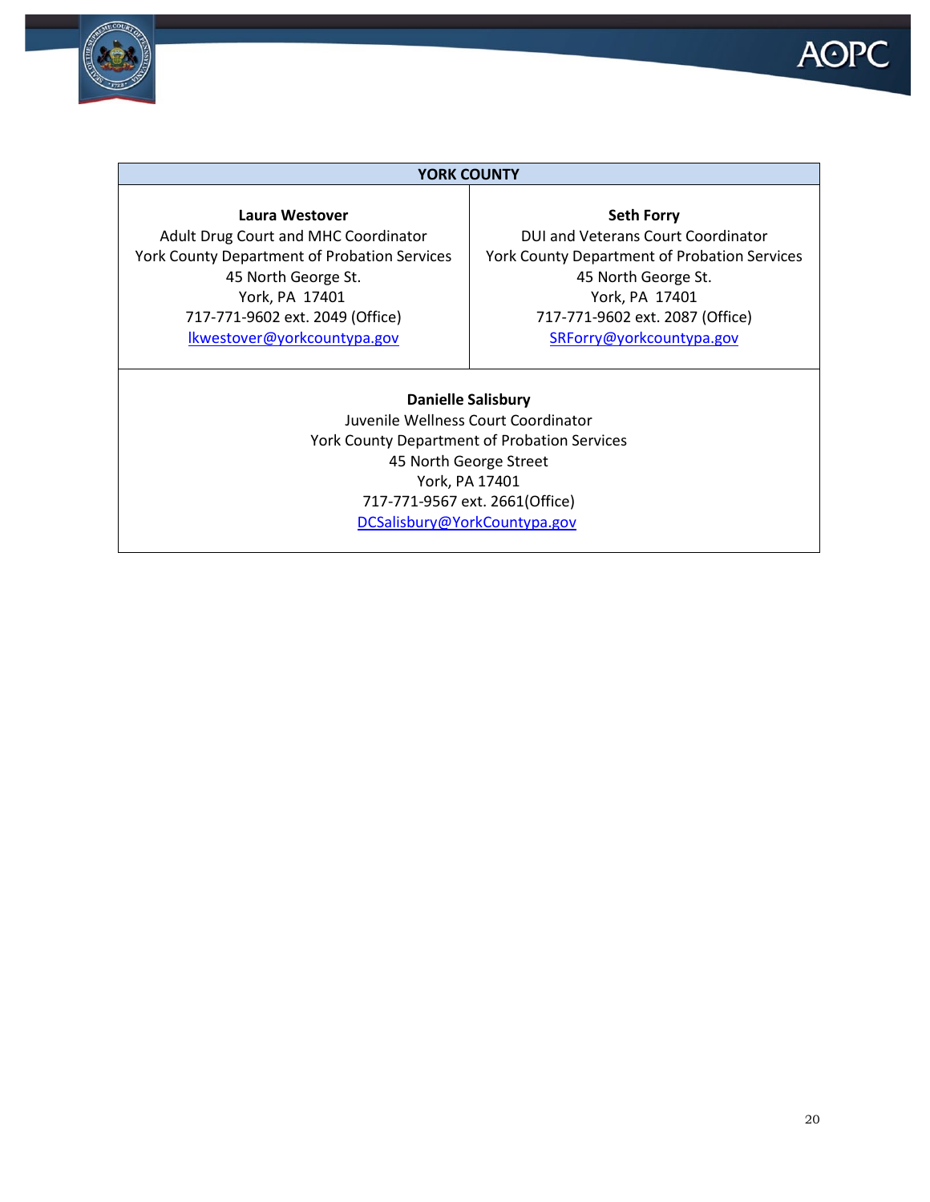| YORK COUNTY | |
|---|---|
| **Laura Westover**<br>Adult Drug Court and MHC Coordinator<br>York County Department of Probation Services<br>45 North George St.<br>York, PA 17401<br>717-771-9602 ext. 2049 (Office)<br>lkwestover@yorkcountypa.gov | **Seth Forry**<br>DUI and Veterans Court Coordinator<br>York County Department of Probation Services<br>45 North George St.<br>York, PA 17401<br>717-771-9602 ext. 2087 (Office)<br>SRForry@yorkcountypa.gov |
| **Danielle Salisbury**<br>Juvenile Wellness Court Coordinator<br>York County Department of Probation Services<br>45 North George Street<br>York, PA 17401<br>717-771-9567 ext. 2661(Office)<br>DCSalisbury@YorkCountypa.gov | |